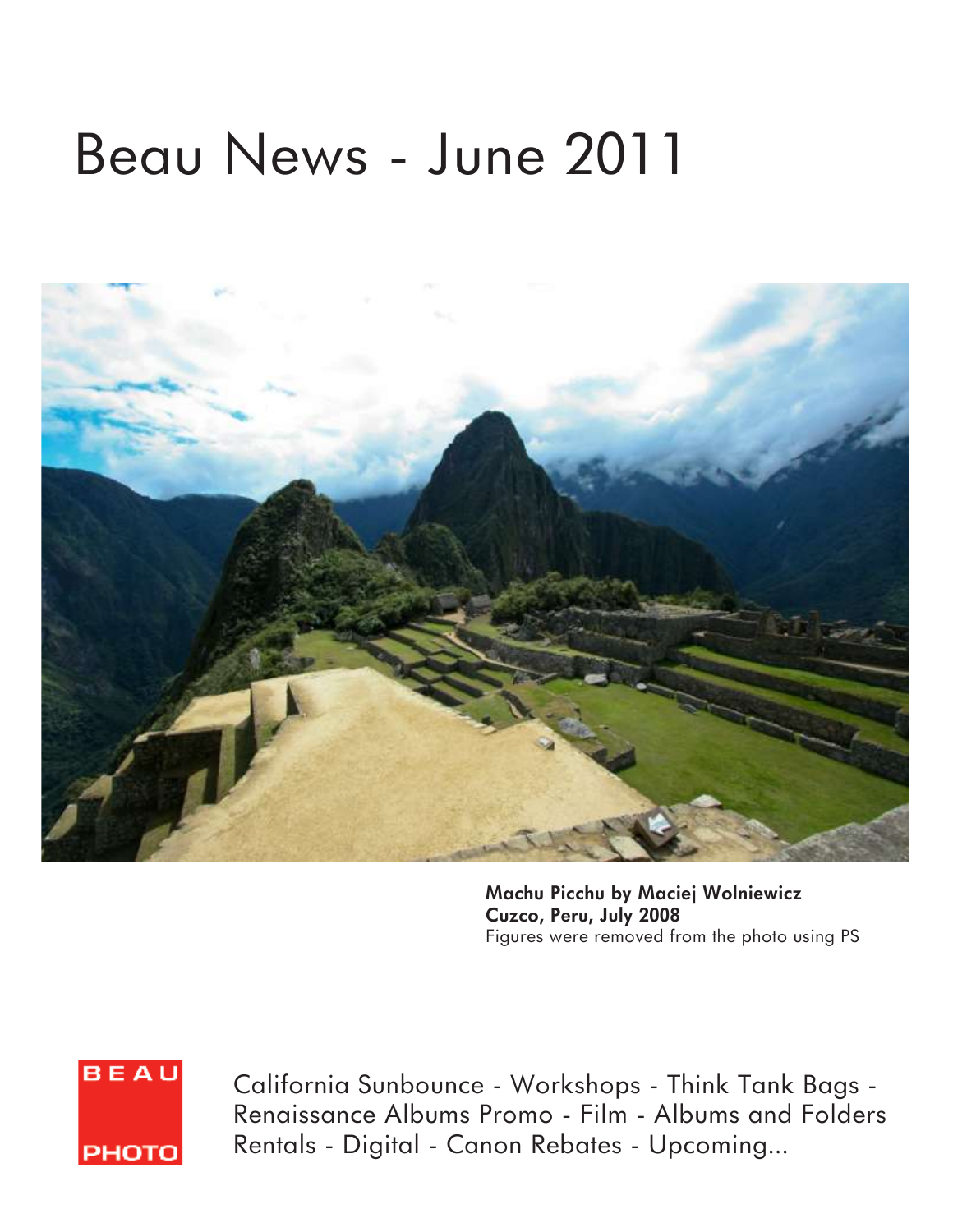# Beau News - June 2011

**Machu Picchu by Maciej Wolniewicz**
**Cuzco, Peru, July 2008**
Figures were removed from the photo using PS

BEAU PHOTO

California Sunbounce - Workshops - Think Tank Bags - Renaissance Albums Promo - Film - Albums and Folders Rentals - Digital - Canon Rebates - Upcoming...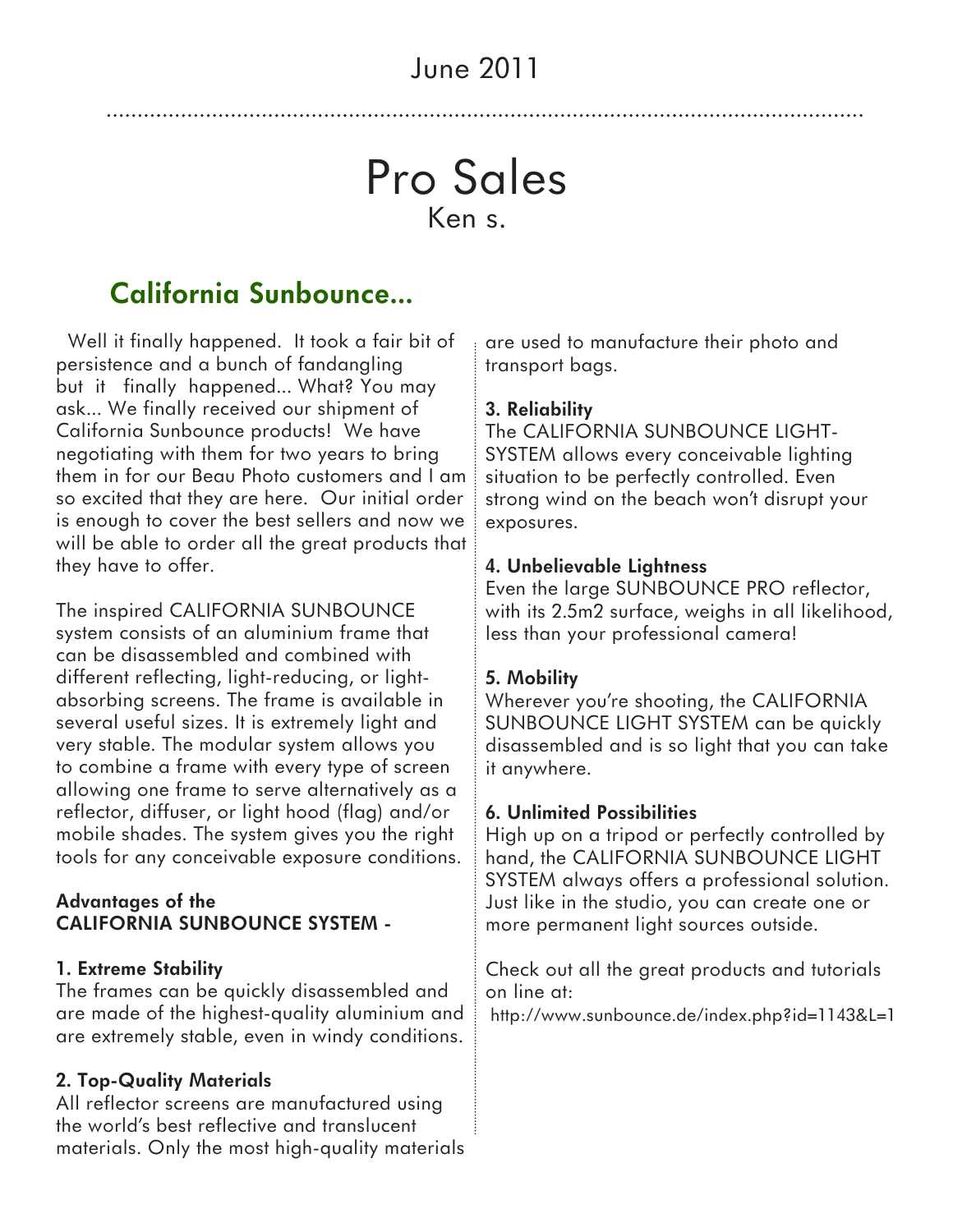June 2011

# Pro Sales

Ken s.

## California Sunbounce...

Well it finally happened. It took a fair bit of persistence and a bunch of fandangling but it finally happened... What? You may ask... We finally received our shipment of California Sunbounce products! We have negotiating with them for two years to bring them in for our Beau Photo customers and I am so excited that they are here. Our initial order is enough to cover the best sellers and now we will be able to order all the great products that they have to offer.

The inspired CALIFORNIA SUNBOUNCE system consists of an aluminium frame that can be disassembled and combined with different reflecting, light-reducing, or light-absorbing screens. The frame is available in several useful sizes. It is extremely light and very stable. The modular system allows you to combine a frame with every type of screen allowing one frame to serve alternatively as a reflector, diffuser, or light hood (flag) and/or mobile shades. The system gives you the right tools for any conceivable exposure conditions.

**Advantages of the CALIFORNIA SUNBOUNCE SYSTEM -**

**1. Extreme Stability**
The frames can be quickly disassembled and are made of the highest-quality aluminium and are extremely stable, even in windy conditions.

**2. Top-Quality Materials**
All reflector screens are manufactured using the world's best reflective and translucent materials. Only the most high-quality materials are used to manufacture their photo and transport bags.

**3. Reliability**
The CALIFORNIA SUNBOUNCE LIGHT-SYSTEM allows every conceivable lighting situation to be perfectly controlled. Even strong wind on the beach won't disrupt your exposures.

**4. Unbelievable Lightness**
Even the large SUNBOUNCE PRO reflector, with its 2.5m2 surface, weighs in all likelihood, less than your professional camera!

**5. Mobility**
Wherever you're shooting, the CALIFORNIA SUNBOUNCE LIGHT SYSTEM can be quickly disassembled and is so light that you can take it anywhere.

**6. Unlimited Possibilities**
High up on a tripod or perfectly controlled by hand, the CALIFORNIA SUNBOUNCE LIGHT SYSTEM always offers a professional solution. Just like in the studio, you can create one or more permanent light sources outside.

Check out all the great products and tutorials on line at:
http://www.sunbounce.de/index.php?id=1143&L=1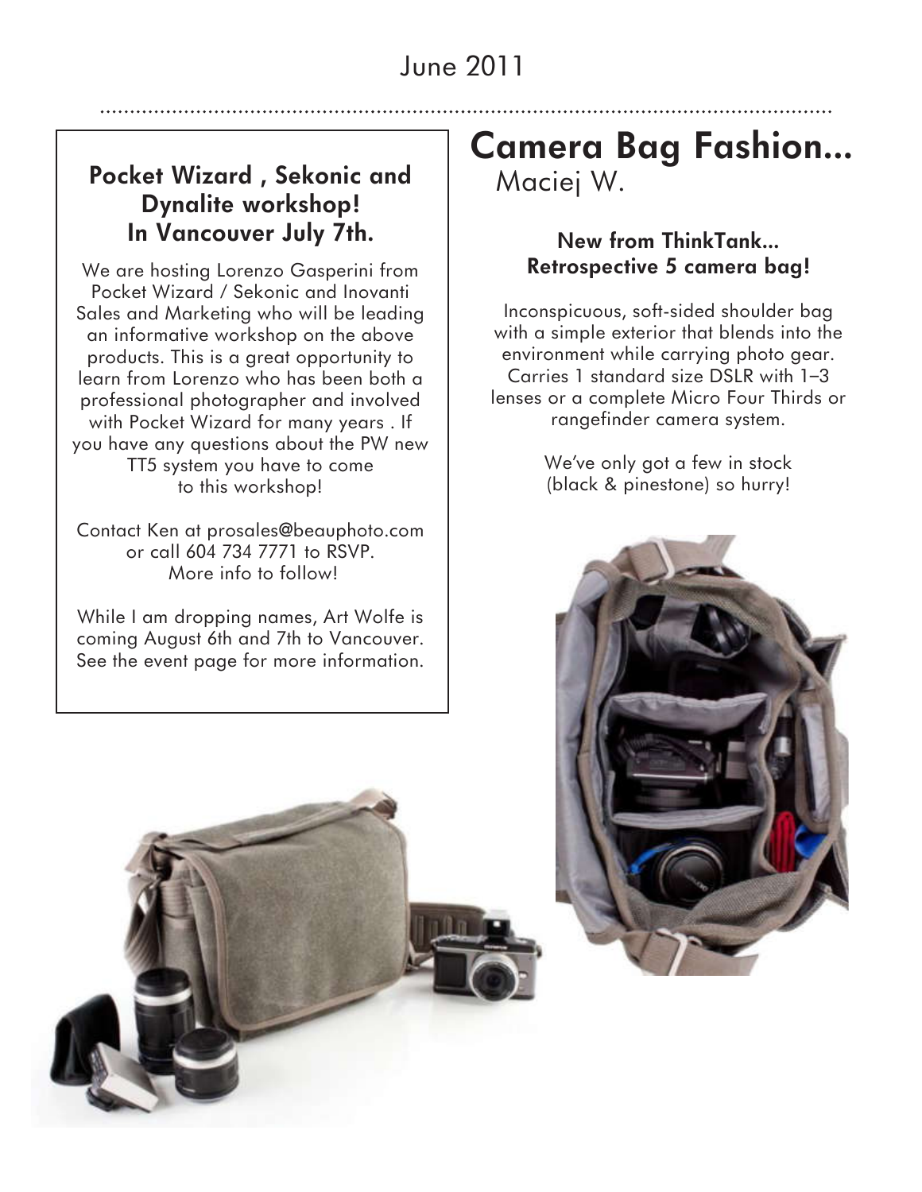June 2011

## Pocket Wizard , Sekonic and Dynalite workshop! In Vancouver July 7th.

We are hosting Lorenzo Gasperini from Pocket Wizard / Sekonic and Inovanti Sales and Marketing who will be leading an informative workshop on the above products. This is a great opportunity to learn from Lorenzo who has been both a professional photographer and involved with Pocket Wizard for many years . If you have any questions about the PW new TT5 system you have to come to this workshop!

Contact Ken at prosales@beauphoto.com or call 604 734 7771 to RSVP. More info to follow!

While I am dropping names, Art Wolfe is coming August 6th and 7th to Vancouver. See the event page for more information.

# Camera Bag Fashion...

Maciej W.

### New from ThinkTank... Retrospective 5 camera bag!

Inconspicuous, soft-sided shoulder bag with a simple exterior that blends into the environment while carrying photo gear. Carries 1 standard size DSLR with 1–3 lenses or a complete Micro Four Thirds or rangefinder camera system.

We've only got a few in stock (black & pinestone) so hurry!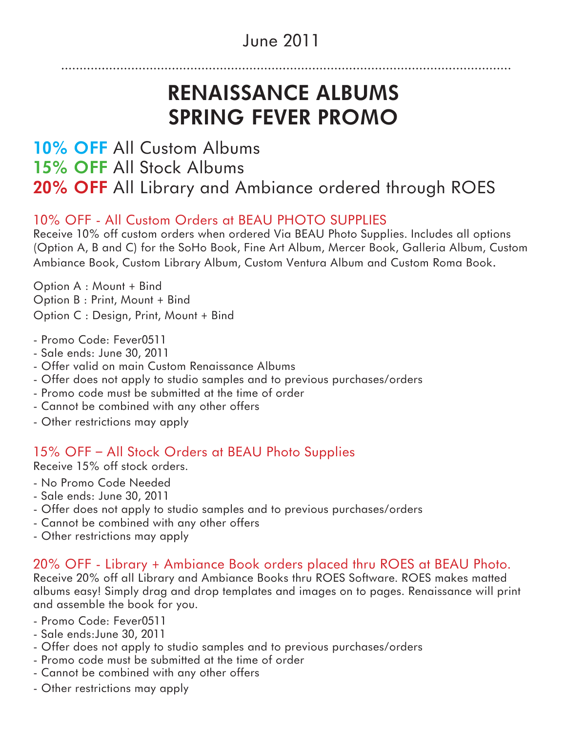June 2011

# RENAISSANCE ALBUMS
# SPRING FEVER PROMO

**10% OFF** All Custom Albums
**15% OFF** All Stock Albums
**20% OFF** All Library and Ambiance ordered through ROES

### 10% OFF - All Custom Orders at BEAU PHOTO SUPPLIES

Receive 10% off custom orders when ordered Via BEAU Photo Supplies. Includes all options (Option A, B and C) for the SoHo Book, Fine Art Album, Mercer Book, Galleria Album, Custom Ambiance Book, Custom Library Album, Custom Ventura Album and Custom Roma Book.

Option A : Mount + Bind
Option B : Print, Mount + Bind
Option C : Design, Print, Mount + Bind

- Promo Code: Fever0511
- Sale ends: June 30, 2011
- Offer valid on main Custom Renaissance Albums
- Offer does not apply to studio samples and to previous purchases/orders
- Promo code must be submitted at the time of order
- Cannot be combined with any other offers
- Other restrictions may apply

### 15% OFF – All Stock Orders at BEAU Photo Supplies

Receive 15% off stock orders.

- No Promo Code Needed
- Sale ends: June 30, 2011
- Offer does not apply to studio samples and to previous purchases/orders
- Cannot be combined with any other offers
- Other restrictions may apply

### 20% OFF - Library + Ambiance Book orders placed thru ROES at BEAU Photo.

Receive 20% off all Library and Ambiance Books thru ROES Software. ROES makes matted albums easy! Simply drag and drop templates and images on to pages. Renaissance will print and assemble the book for you.

- Promo Code: Fever0511
- Sale ends:June 30, 2011
- Offer does not apply to studio samples and to previous purchases/orders
- Promo code must be submitted at the time of order
- Cannot be combined with any other offers
- Other restrictions may apply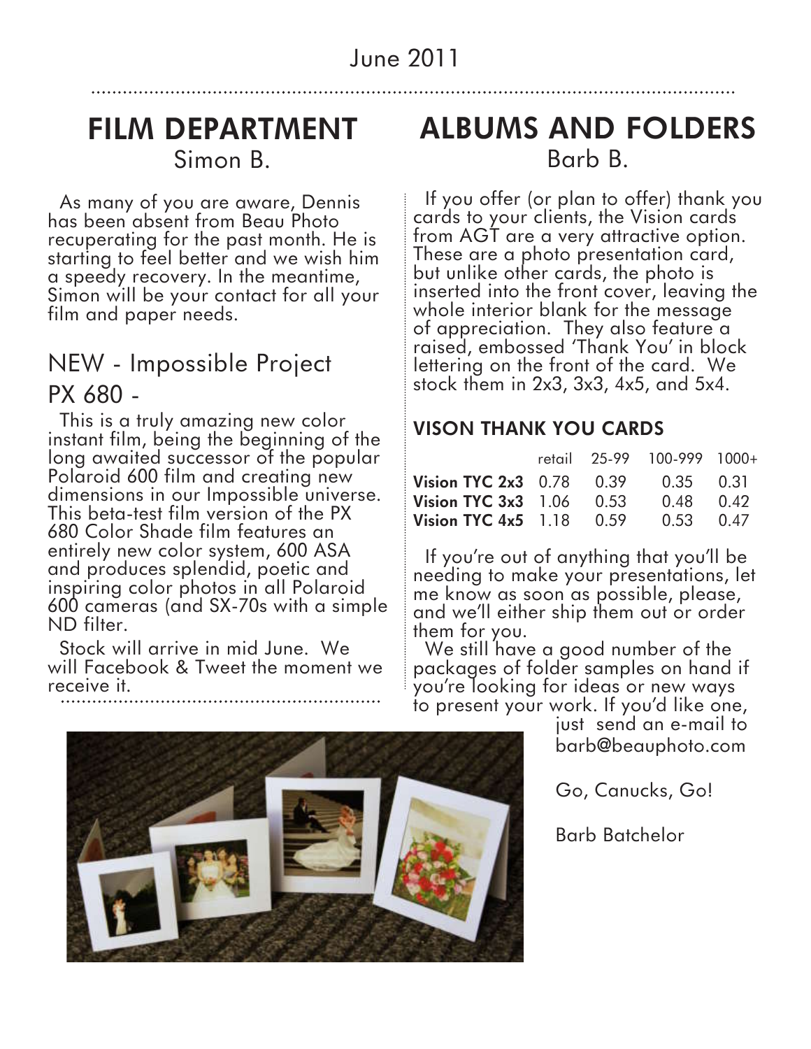June 2011

# FILM DEPARTMENT

Simon B.

As many of you are aware, Dennis has been absent from Beau Photo recuperating for the past month. He is starting to feel better and we wish him a speedy recovery. In the meantime, Simon will be your contact for all your film and paper needs.

## NEW - Impossible Project PX 680 -

This is a truly amazing new color instant film, being the beginning of the long awaited successor of the popular Polaroid 600 film and creating new dimensions in our Impossible universe. This beta-test film version of the PX 680 Color Shade film features an entirely new color system, 600 ASA and produces splendid, poetic and inspiring color photos in all Polaroid 600 cameras (and SX-70s with a simple ND filter.

Stock will arrive in mid June. We will Facebook & Tweet the moment we receive it.

# ALBUMS AND FOLDERS

Barb B.

If you offer (or plan to offer) thank you cards to your clients, the Vision cards from AGT are a very attractive option. These are a photo presentation card, but unlike other cards, the photo is inserted into the front cover, leaving the whole interior blank for the message of appreciation. They also feature a raised, embossed 'Thank You' in block lettering on the front of the card. We stock them in 2x3, 3x3, 4x5, and 5x4.

### VISON THANK YOU CARDS

| | retail | 25-99 | 100-999 | 1000+ |
|---|---|---|---|---|
| **Vision TYC 2x3** | 0.78 | 0.39 | 0.35 | 0.31 |
| **Vision TYC 3x3** | 1.06 | 0.53 | 0.48 | 0.42 |
| **Vision TYC 4x5** | 1.18 | 0.59 | 0.53 | 0.47 |

If you're out of anything that you'll be needing to make your presentations, let me know as soon as possible, please, and we'll either ship them out or order them for you.

We still have a good number of the packages of folder samples on hand if you're looking for ideas or new ways to present your work. If you'd like one, just send an e-mail to barb@beauphoto.com

Go, Canucks, Go!

Barb Batchelor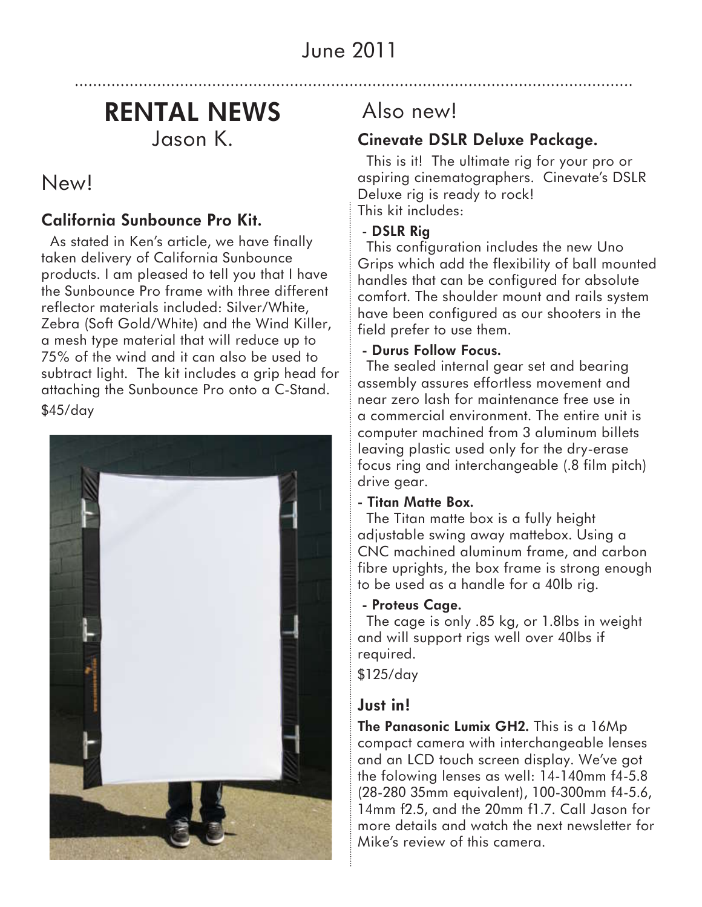June 2011

# RENTAL NEWS

Jason K.

## New!

### California Sunbounce Pro Kit.

As stated in Ken's article, we have finally taken delivery of California Sunbounce products. I am pleased to tell you that I have the Sunbounce Pro frame with three different reflector materials included: Silver/White, Zebra (Soft Gold/White) and the Wind Killer, a mesh type material that will reduce up to 75% of the wind and it can also be used to subtract light. The kit includes a grip head for attaching the Sunbounce Pro onto a C-Stand.

$45/day

## Also new!

### Cinevate DSLR Deluxe Package.

This is it! The ultimate rig for your pro or aspiring cinematographers. Cinevate's DSLR Deluxe rig is ready to rock!

This kit includes:

**- DSLR Rig**

This configuration includes the new Uno Grips which add the flexibility of ball mounted handles that can be configured for absolute comfort. The shoulder mount and rails system have been configured as our shooters in the field prefer to use them.

**- Durus Follow Focus.**

The sealed internal gear set and bearing assembly assures effortless movement and near zero lash for maintenance free use in a commercial environment. The entire unit is computer machined from 3 aluminum billets leaving plastic used only for the dry-erase focus ring and interchangeable (.8 film pitch) drive gear.

**- Titan Matte Box.**

The Titan matte box is a fully height adjustable swing away mattebox. Using a CNC machined aluminum frame, and carbon fibre uprights, the box frame is strong enough to be used as a handle for a 40lb rig.

**- Proteus Cage.**

The cage is only .85 kg, or 1.8lbs in weight and will support rigs well over 40lbs if required.

$125/day

### Just in!

**The Panasonic Lumix GH2.** This is a 16Mp compact camera with interchangeable lenses and an LCD touch screen display. We've got the folowing lenses as well: 14-140mm f4-5.8 (28-280 35mm equivalent), 100-300mm f4-5.6, 14mm f2.5, and the 20mm f1.7. Call Jason for more details and watch the next newsletter for Mike's review of this camera.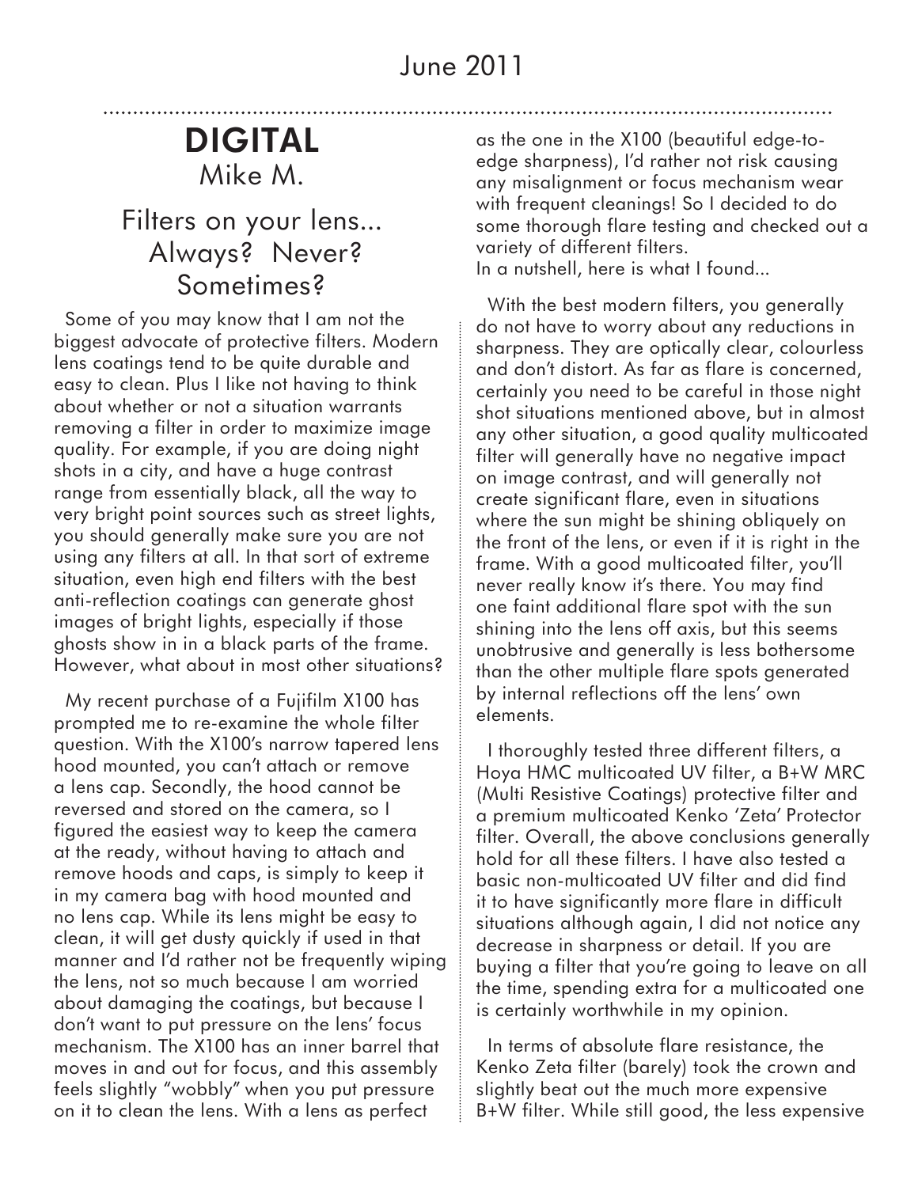June 2011

# DIGITAL

Mike M.

## Filters on your lens... Always? Never? Sometimes?

Some of you may know that I am not the biggest advocate of protective filters. Modern lens coatings tend to be quite durable and easy to clean. Plus I like not having to think about whether or not a situation warrants removing a filter in order to maximize image quality. For example, if you are doing night shots in a city, and have a huge contrast range from essentially black, all the way to very bright point sources such as street lights, you should generally make sure you are not using any filters at all. In that sort of extreme situation, even high end filters with the best anti-reflection coatings can generate ghost images of bright lights, especially if those ghosts show in in a black parts of the frame. However, what about in most other situations?

My recent purchase of a Fujifilm X100 has prompted me to re-examine the whole filter question. With the X100's narrow tapered lens hood mounted, you can't attach or remove a lens cap. Secondly, the hood cannot be reversed and stored on the camera, so I figured the easiest way to keep the camera at the ready, without having to attach and remove hoods and caps, is simply to keep it in my camera bag with hood mounted and no lens cap. While its lens might be easy to clean, it will get dusty quickly if used in that manner and I'd rather not be frequently wiping the lens, not so much because I am worried about damaging the coatings, but because I don't want to put pressure on the lens' focus mechanism. The X100 has an inner barrel that moves in and out for focus, and this assembly feels slightly "wobbly" when you put pressure on it to clean the lens. With a lens as perfect as the one in the X100 (beautiful edge-to-edge sharpness), I'd rather not risk causing any misalignment or focus mechanism wear with frequent cleanings! So I decided to do some thorough flare testing and checked out a variety of different filters.
In a nutshell, here is what I found...

With the best modern filters, you generally do not have to worry about any reductions in sharpness. They are optically clear, colourless and don't distort. As far as flare is concerned, certainly you need to be careful in those night shot situations mentioned above, but in almost any other situation, a good quality multicoated filter will generally have no negative impact on image contrast, and will generally not create significant flare, even in situations where the sun might be shining obliquely on the front of the lens, or even if it is right in the frame. With a good multicoated filter, you'll never really know it's there. You may find one faint additional flare spot with the sun shining into the lens off axis, but this seems unobtrusive and generally is less bothersome than the other multiple flare spots generated by internal reflections off the lens' own elements.

I thoroughly tested three different filters, a Hoya HMC multicoated UV filter, a B+W MRC (Multi Resistive Coatings) protective filter and a premium multicoated Kenko 'Zeta' Protector filter. Overall, the above conclusions generally hold for all these filters. I have also tested a basic non-multicoated UV filter and did find it to have significantly more flare in difficult situations although again, I did not notice any decrease in sharpness or detail. If you are buying a filter that you're going to leave on all the time, spending extra for a multicoated one is certainly worthwhile in my opinion.

In terms of absolute flare resistance, the Kenko Zeta filter (barely) took the crown and slightly beat out the much more expensive B+W filter. While still good, the less expensive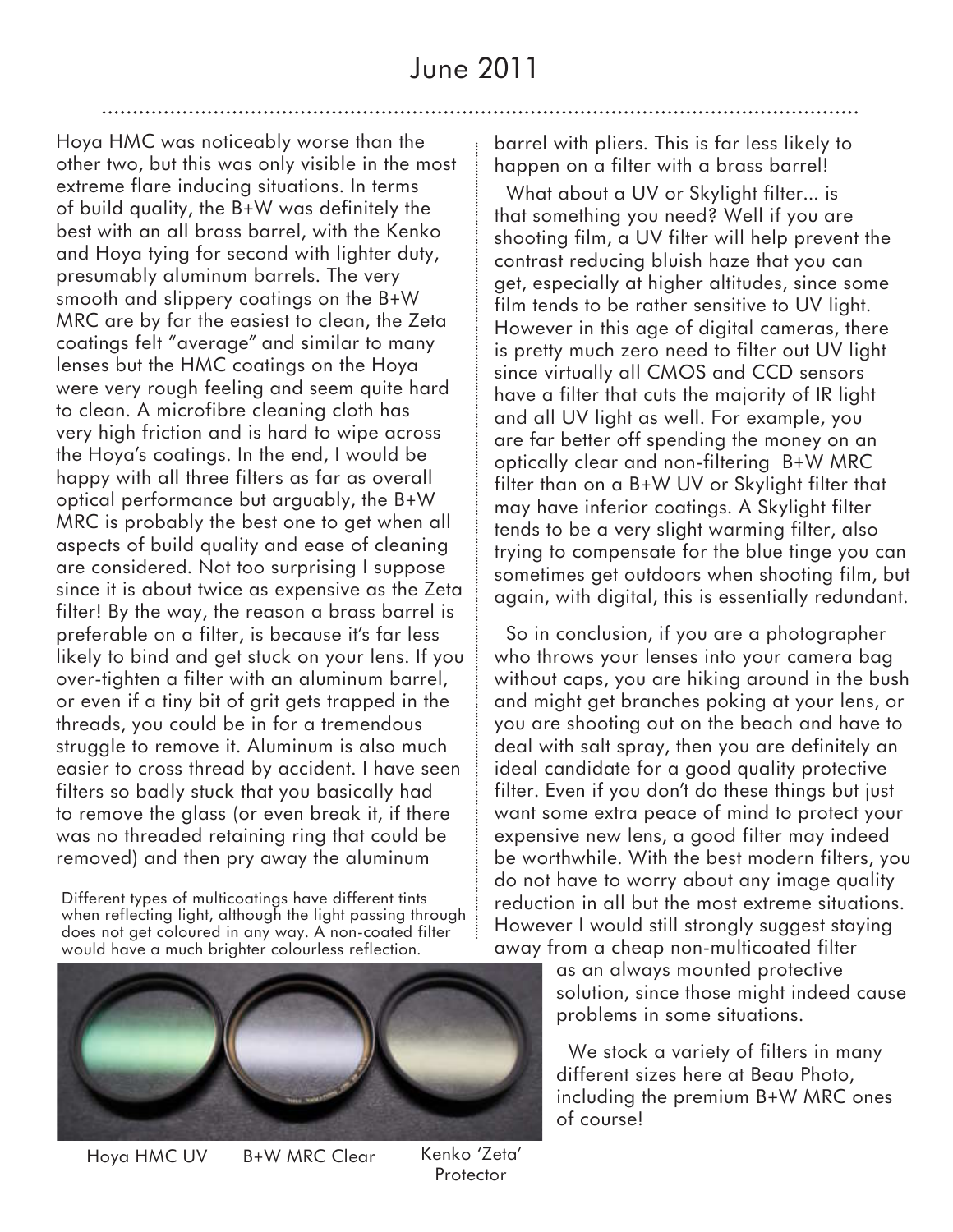Hoya HMC was noticeably worse than the other two, but this was only visible in the most extreme flare inducing situations. In terms of build quality, the B+W was definitely the best with an all brass barrel, with the Kenko and Hoya tying for second with lighter duty, presumably aluminum barrels. The very smooth and slippery coatings on the B+W MRC are by far the easiest to clean, the Zeta coatings felt "average" and similar to many lenses but the HMC coatings on the Hoya were very rough feeling and seem quite hard to clean. A microfibre cleaning cloth has very high friction and is hard to wipe across the Hoya's coatings. In the end, I would be happy with all three filters as far as overall optical performance but arguably, the B+W MRC is probably the best one to get when all aspects of build quality and ease of cleaning are considered. Not too surprising I suppose since it is about twice as expensive as the Zeta filter! By the way, the reason a brass barrel is preferable on a filter, is because it's far less likely to bind and get stuck on your lens. If you over-tighten a filter with an aluminum barrel, or even if a tiny bit of grit gets trapped in the threads, you could be in for a tremendous struggle to remove it. Aluminum is also much easier to cross thread by accident. I have seen filters so badly stuck that you basically had to remove the glass (or even break it, if there was no threaded retaining ring that could be removed) and then pry away the aluminum barrel with pliers. This is far less likely to happen on a filter with a brass barrel!

Different types of multicoatings have different tints when reflecting light, although the light passing through does not get coloured in any way. A non-coated filter would have a much brighter colourless reflection.

Hoya HMC UV — B+W MRC Clear — Kenko 'Zeta' Protector

What about a UV or Skylight filter... is that something you need? Well if you are shooting film, a UV filter will help prevent the contrast reducing bluish haze that you can get, especially at higher altitudes, since some film tends to be rather sensitive to UV light. However in this age of digital cameras, there is pretty much zero need to filter out UV light since virtually all CMOS and CCD sensors have a filter that cuts the majority of IR light and all UV light as well. For example, you are far better off spending the money on an optically clear and non-filtering B+W MRC filter than on a B+W UV or Skylight filter that may have inferior coatings. A Skylight filter tends to be a very slight warming filter, also trying to compensate for the blue tinge you can sometimes get outdoors when shooting film, but again, with digital, this is essentially redundant.

So in conclusion, if you are a photographer who throws your lenses into your camera bag without caps, you are hiking around in the bush and might get branches poking at your lens, or you are shooting out on the beach and have to deal with salt spray, then you are definitely an ideal candidate for a good quality protective filter. Even if you don't do these things but just want some extra peace of mind to protect your expensive new lens, a good filter may indeed be worthwhile. With the best modern filters, you do not have to worry about any image quality reduction in all but the most extreme situations. However I would still strongly suggest staying away from a cheap non-multicoated filter as an always mounted protective solution, since those might indeed cause problems in some situations.

We stock a variety of filters in many different sizes here at Beau Photo, including the premium B+W MRC ones of course!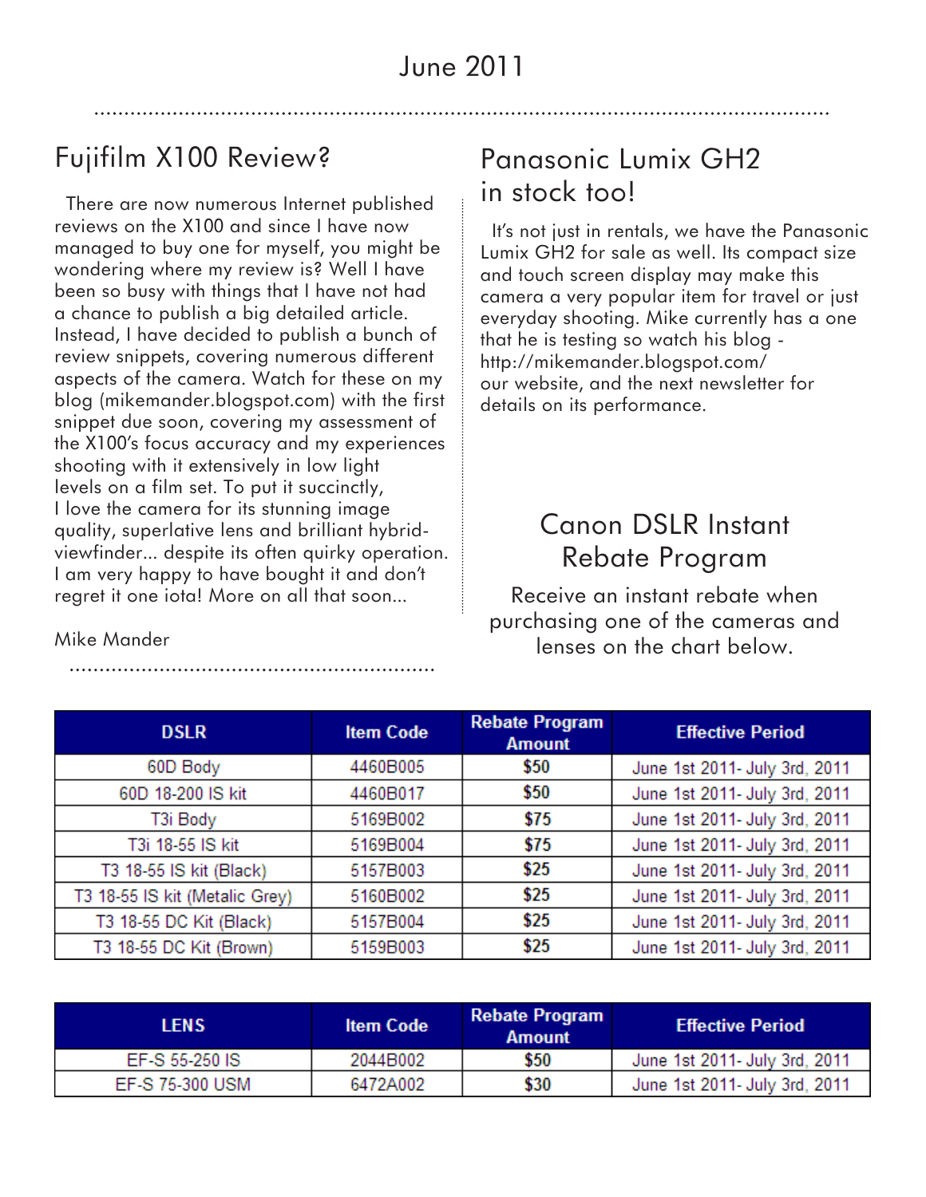June 2011

## Fujifilm X100 Review?

There are now numerous Internet published reviews on the X100 and since I have now managed to buy one for myself, you might be wondering where my review is? Well I have been so busy with things that I have not had a chance to publish a big detailed article. Instead, I have decided to publish a bunch of review snippets, covering numerous different aspects of the camera. Watch for these on my blog (mikemander.blogspot.com) with the first snippet due soon, covering my assessment of the X100's focus accuracy and my experiences shooting with it extensively in low light levels on a film set. To put it succinctly, I love the camera for its stunning image quality, superlative lens and brilliant hybrid-viewfinder... despite its often quirky operation. I am very happy to have bought it and don't regret it one iota! More on all that soon...

Mike Mander

## Panasonic Lumix GH2 in stock too!

It's not just in rentals, we have the Panasonic Lumix GH2 for sale as well. Its compact size and touch screen display may make this camera a very popular item for travel or just everyday shooting. Mike currently has a one that he is testing so watch his blog - http://mikemander.blogspot.com/ our website, and the next newsletter for details on its performance.

## Canon DSLR Instant Rebate Program

Receive an instant rebate when purchasing one of the cameras and lenses on the chart below.

| DSLR | Item Code | Rebate Program Amount | Effective Period |
|---|---|---|---|
| 60D Body | 4460B005 | **$50** | June 1st 2011- July 3rd, 2011 |
| 60D 18-200 IS kit | 4460B017 | **$50** | June 1st 2011- July 3rd, 2011 |
| T3i Body | 5169B002 | **$75** | June 1st 2011- July 3rd, 2011 |
| T3i 18-55 IS kit | 5169B004 | **$75** | June 1st 2011- July 3rd, 2011 |
| T3 18-55 IS kit (Black) | 5157B003 | **$25** | June 1st 2011- July 3rd, 2011 |
| T3 18-55 IS kit (Metalic Grey) | 5160B002 | **$25** | June 1st 2011- July 3rd, 2011 |
| T3 18-55 DC Kit (Black) | 5157B004 | **$25** | June 1st 2011- July 3rd, 2011 |
| T3 18-55 DC Kit (Brown) | 5159B003 | **$25** | June 1st 2011- July 3rd, 2011 |

| LENS | Item Code | Rebate Program Amount | Effective Period |
|---|---|---|---|
| EF-S 55-250 IS | 2044B002 | **$50** | June 1st 2011- July 3rd, 2011 |
| EF-S 75-300 USM | 6472A002 | **$30** | June 1st 2011- July 3rd, 2011 |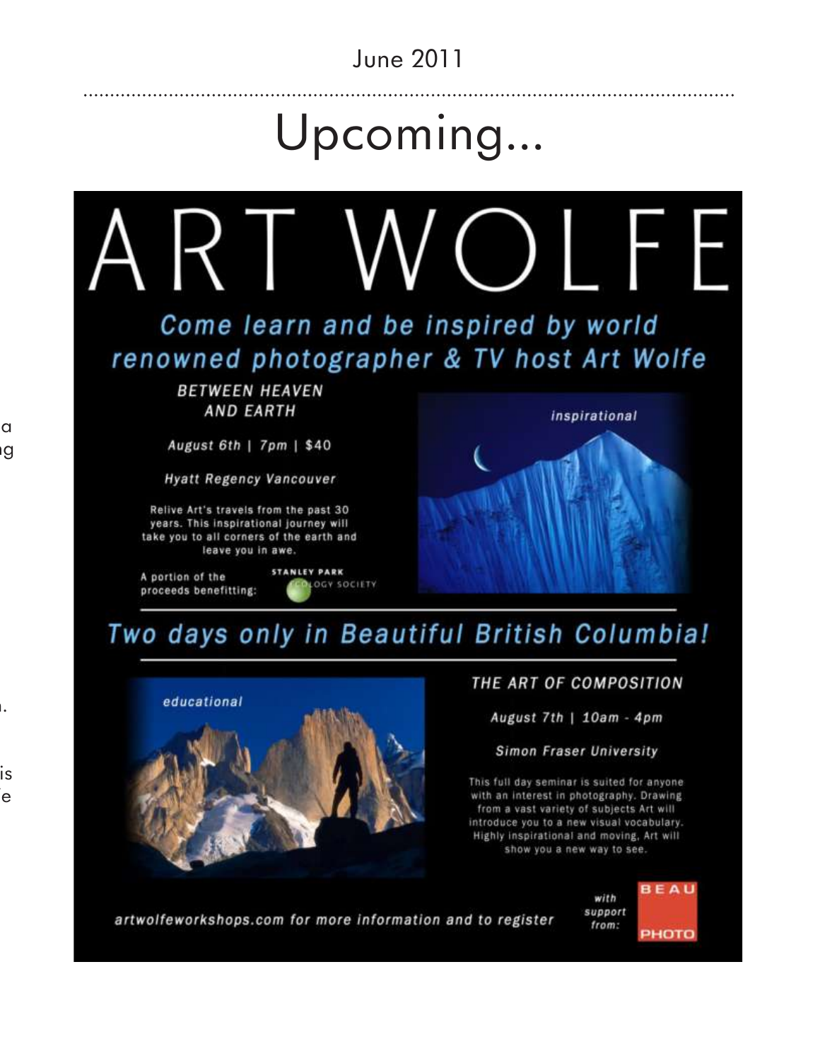June 2011

# Upcoming...

# ART WOLFE

## Come learn and be inspired by world renowned photographer & TV host Art Wolfe

### BETWEEN HEAVEN AND EARTH

August 6th | 7pm | $40

Hyatt Regency Vancouver

Relive Art's travels from the past 30 years. This inspirational journey will take you to all corners of the earth and leave you in awe.

A portion of the proceeds benefitting: STANLEY PARK ECOLOGY SOCIETY

inspirational

## Two days only in Beautiful British Columbia!

educational

### THE ART OF COMPOSITION

August 7th | 10am - 4pm

Simon Fraser University

This full day seminar is suited for anyone with an interest in photography. Drawing from a vast variety of subjects Art will introduce you to a new visual vocabulary. Highly inspirational and moving, Art will show you a new way to see.

artwolfeworkshops.com for more information and to register

with support from: BEAU PHOTO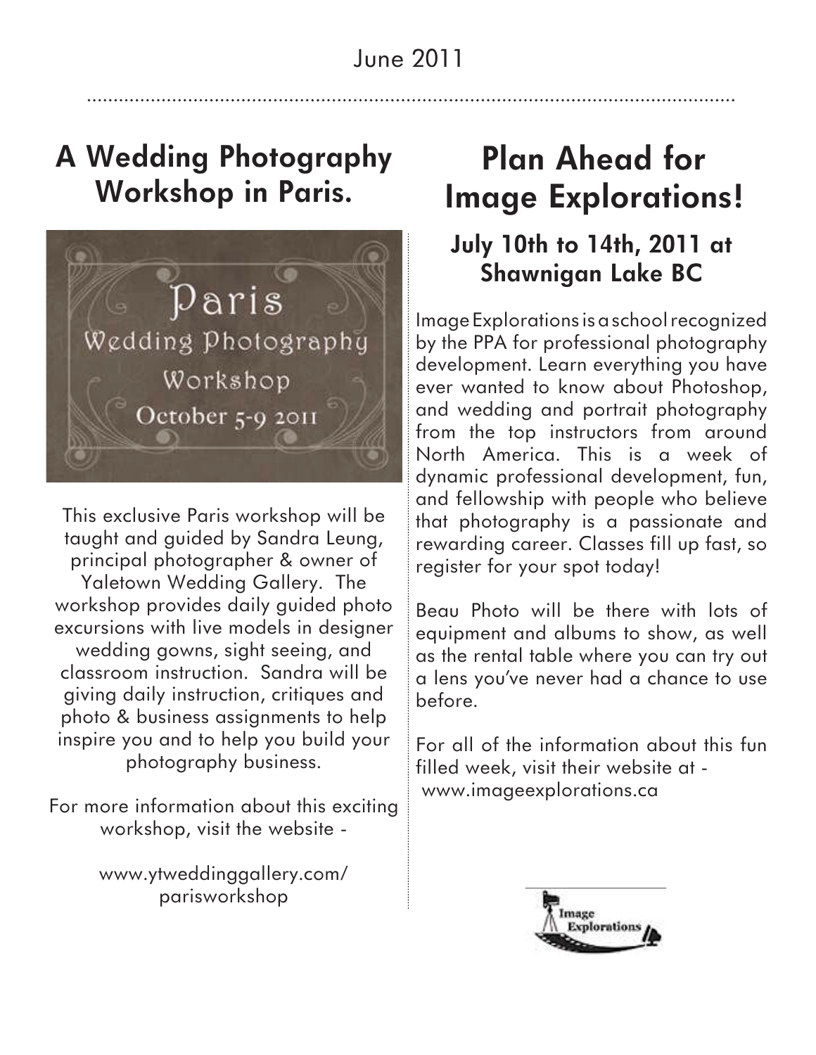June 2011

## A Wedding Photography Workshop in Paris.

Paris
Wedding Photography
Workshop
October 5-9 2011

This exclusive Paris workshop will be taught and guided by Sandra Leung, principal photographer & owner of Yaletown Wedding Gallery. The workshop provides daily guided photo excursions with live models in designer wedding gowns, sight seeing, and classroom instruction. Sandra will be giving daily instruction, critiques and photo & business assignments to help inspire you and to help you build your photography business.

For more information about this exciting workshop, visit the website -

www.ytweddinggallery.com/parisworkshop

# Plan Ahead for Image Explorations!

### July 10th to 14th, 2011 at Shawnigan Lake BC

Image Explorations is a school recognized by the PPA for professional photography development. Learn everything you have ever wanted to know about Photoshop, and wedding and portrait photography from the top instructors from around North America. This is a week of dynamic professional development, fun, and fellowship with people who believe that photography is a passionate and rewarding career. Classes fill up fast, so register for your spot today!

Beau Photo will be there with lots of equipment and albums to show, as well as the rental table where you can try out a lens you've never had a chance to use before.

For all of the information about this fun filled week, visit their website at - www.imageexplorations.ca

Image Explorations